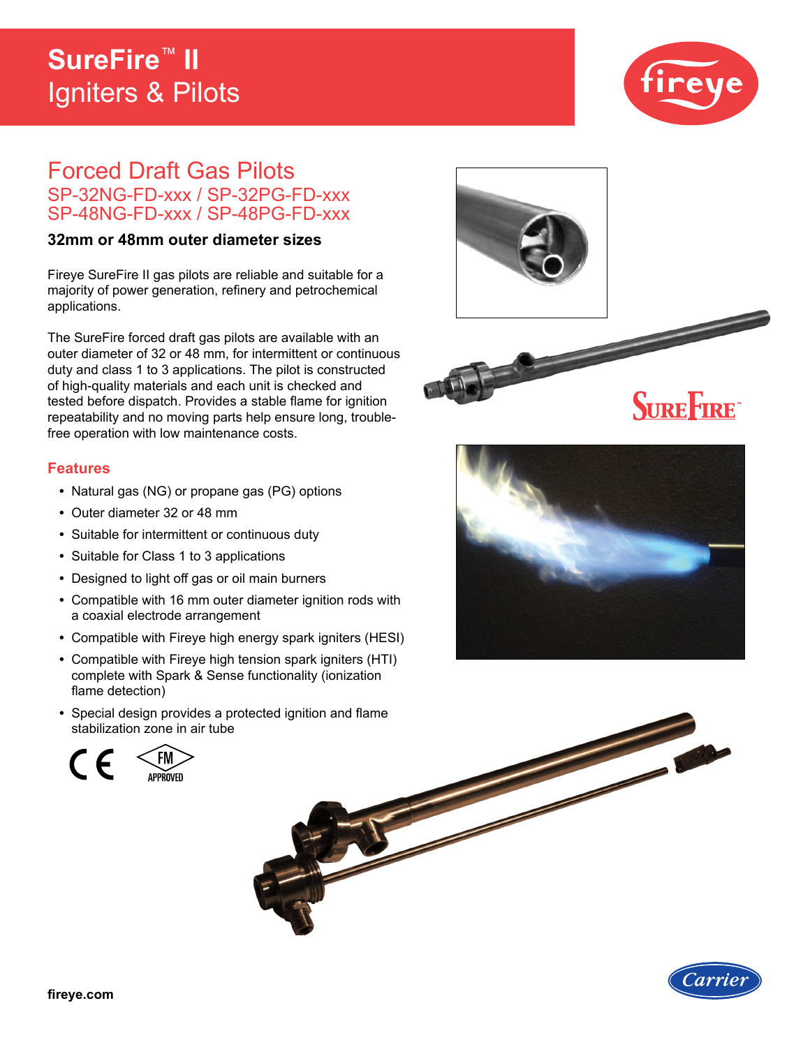# SureFire™ II
Igniters & Pilots

## Forced Draft Gas Pilots

### SP-32NG-FD-xxx / SP-32PG-FD-xxx
### SP-48NG-FD-xxx / SP-48PG-FD-xxx

**32mm or 48mm outer diameter sizes**

Fireye SureFire II gas pilots are reliable and suitable for a majority of power generation, refinery and petrochemical applications.

The SureFire forced draft gas pilots are available with an outer diameter of 32 or 48 mm, for intermittent or continuous duty and class 1 to 3 applications. The pilot is constructed of high-quality materials and each unit is checked and tested before dispatch. Provides a stable flame for ignition repeatability and no moving parts help ensure long, trouble-free operation with low maintenance costs.

### Features

- Natural gas (NG) or propane gas (PG) options
- Outer diameter 32 or 48 mm
- Suitable for intermittent or continuous duty
- Suitable for Class 1 to 3 applications
- Designed to light off gas or oil main burners
- Compatible with 16 mm outer diameter ignition rods with a coaxial electrode arrangement
- Compatible with Fireye high energy spark igniters (HESI)
- Compatible with Fireye high tension spark igniters (HTI) complete with Spark & Sense functionality (ionization flame detection)
- Special design provides a protected ignition and flame stabilization zone in air tube

fireye.com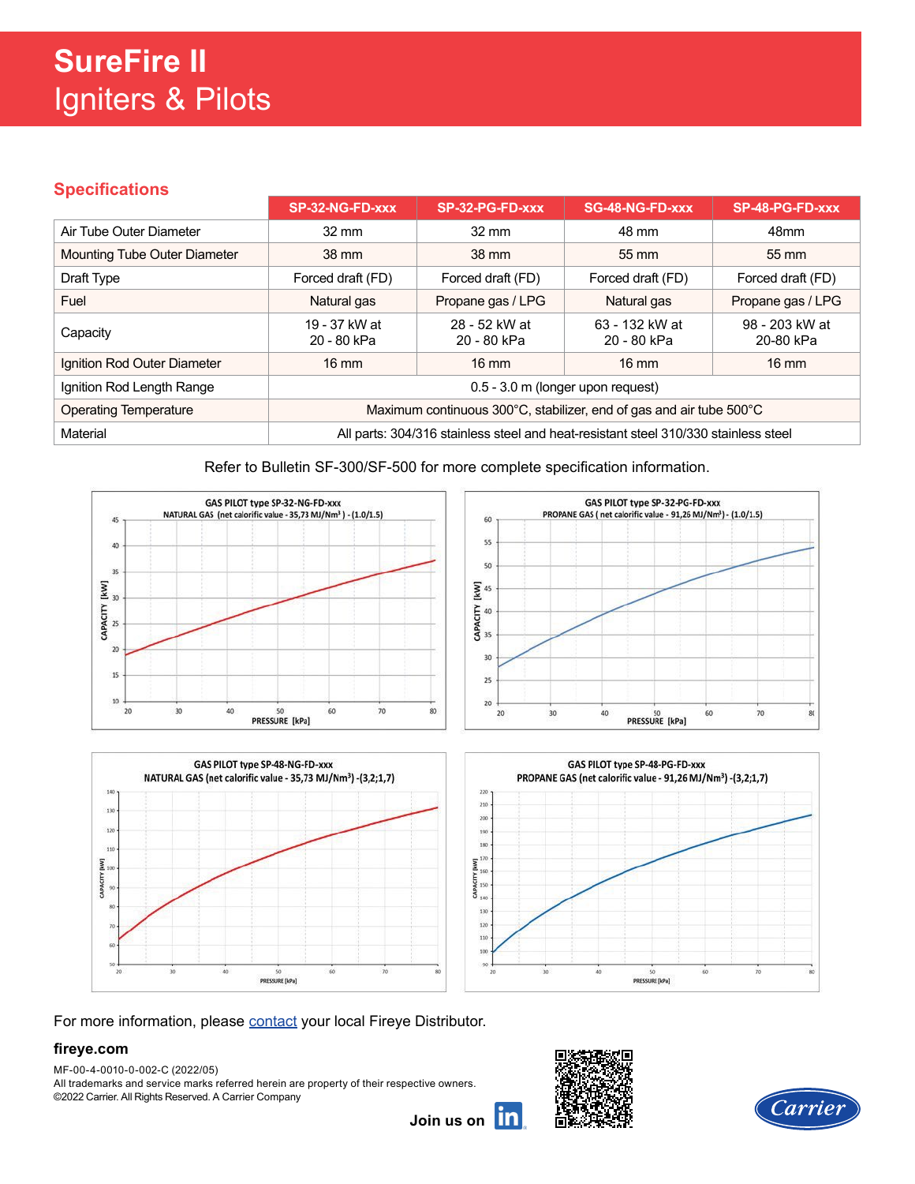# SureFire II
## Igniters & Pilots

### Specifications

| | SP-32-NG-FD-xxx | SP-32-PG-FD-xxx | SG-48-NG-FD-xxx | SP-48-PG-FD-xxx |
|---|---|---|---|---|
| Air Tube Outer Diameter | 32 mm | 32 mm | 48 mm | 48mm |
| Mounting Tube Outer Diameter | 38 mm | 38 mm | 55 mm | 55 mm |
| Draft Type | Forced draft (FD) | Forced draft (FD) | Forced draft (FD) | Forced draft (FD) |
| Fuel | Natural gas | Propane gas / LPG | Natural gas | Propane gas / LPG |
| Capacity | 19 - 37 kW at 20 - 80 kPa | 28 - 52 kW at 20 - 80 kPa | 63 - 132 kW at 20 - 80 kPa | 98 - 203 kW at 20-80 kPa |
| Ignition Rod Outer Diameter | 16 mm | 16 mm | 16 mm | 16 mm |
| Ignition Rod Length Range | 0.5 - 3.0 m (longer upon request) | | | |
| Operating Temperature | Maximum continuous 300°C, stabilizer, end of gas and air tube 500°C | | | |
| Material | All parts: 304/316 stainless steel and heat-resistant steel 310/330 stainless steel | | | |

Refer to Bulletin SF-300/SF-500 for more complete specification information.

GAS PILOT type SP-32-NG-FD-xxx
NATURAL GAS (net calorific value - 35,73 MJ/Nm³) - (1.0/1.5)
CAPACITY [kW]
PRESSURE [kPa]

GAS PILOT type SP-32-PG-FD-xxx
PROPANE GAS ( net calorific value - 91,26 MJ/Nm³) - (1.0/1.5)
CAPACITY [kW]
PRESSURE [kPa]

GAS PILOT type SP-48-NG-FD-xxx
NATURAL GAS (net calorific value - 35,73 MJ/Nm³) -(3,2;1,7)
CAPACITY [kW]
PRESSURE [kPa]

GAS PILOT type SP-48-PG-FD-xxx
PROPANE GAS (net calorific value - 91,26 MJ/Nm³) -(3,2;1,7)
CAPACITY [kW]
PRESSURE [kPa]

For more information, please contact your local Fireye Distributor.

**fireye.com**

MF-00-4-0010-0-002-C (2022/05)
All trademarks and service marks referred herein are property of their respective owners.
©2022 Carrier. All Rights Reserved. A Carrier Company

**Join us on**